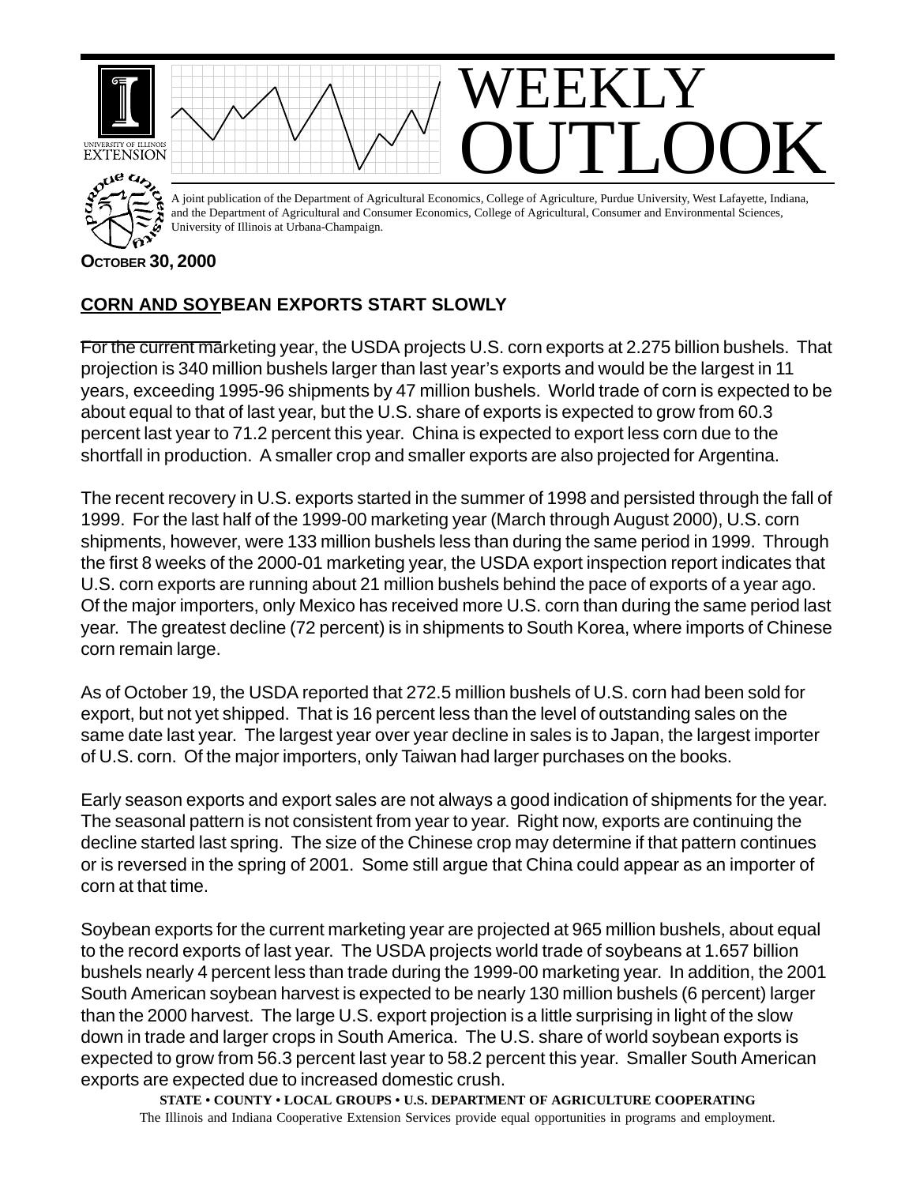# WEEKLY OUTLOOK

A joint publication of the Department of Agricultural Economics, College of Agriculture, Purdue University, West Lafayette, Indiana, and the Department of Agricultural and Consumer Economics, College of Agricultural, Consumer and Environmental Sciences, University of Illinois at Urbana-Champaign.

**OCTOBER 30, 2000**

## CORN AND SOYBEAN EXPORTS START SLOWLY

For the current marketing year, the USDA projects U.S. corn exports at 2.275 billion bushels. That projection is 340 million bushels larger than last year's exports and would be the largest in 11 years, exceeding 1995-96 shipments by 47 million bushels. World trade of corn is expected to be about equal to that of last year, but the U.S. share of exports is expected to grow from 60.3 percent last year to 71.2 percent this year. China is expected to export less corn due to the shortfall in production. A smaller crop and smaller exports are also projected for Argentina.

The recent recovery in U.S. exports started in the summer of 1998 and persisted through the fall of 1999. For the last half of the 1999-00 marketing year (March through August 2000), U.S. corn shipments, however, were 133 million bushels less than during the same period in 1999. Through the first 8 weeks of the 2000-01 marketing year, the USDA export inspection report indicates that U.S. corn exports are running about 21 million bushels behind the pace of exports of a year ago. Of the major importers, only Mexico has received more U.S. corn than during the same period last year. The greatest decline (72 percent) is in shipments to South Korea, where imports of Chinese corn remain large.

As of October 19, the USDA reported that 272.5 million bushels of U.S. corn had been sold for export, but not yet shipped. That is 16 percent less than the level of outstanding sales on the same date last year. The largest year over year decline in sales is to Japan, the largest importer of U.S. corn. Of the major importers, only Taiwan had larger purchases on the books.

Early season exports and export sales are not always a good indication of shipments for the year. The seasonal pattern is not consistent from year to year. Right now, exports are continuing the decline started last spring. The size of the Chinese crop may determine if that pattern continues or is reversed in the spring of 2001. Some still argue that China could appear as an importer of corn at that time.

Soybean exports for the current marketing year are projected at 965 million bushels, about equal to the record exports of last year. The USDA projects world trade of soybeans at 1.657 billion bushels nearly 4 percent less than trade during the 1999-00 marketing year. In addition, the 2001 South American soybean harvest is expected to be nearly 130 million bushels (6 percent) larger than the 2000 harvest. The large U.S. export projection is a little surprising in light of the slow down in trade and larger crops in South America. The U.S. share of world soybean exports is expected to grow from 56.3 percent last year to 58.2 percent this year. Smaller South American exports are expected due to increased domestic crush.

**STATE • COUNTY • LOCAL GROUPS • U.S. DEPARTMENT OF AGRICULTURE COOPERATING**

The Illinois and Indiana Cooperative Extension Services provide equal opportunities in programs and employment.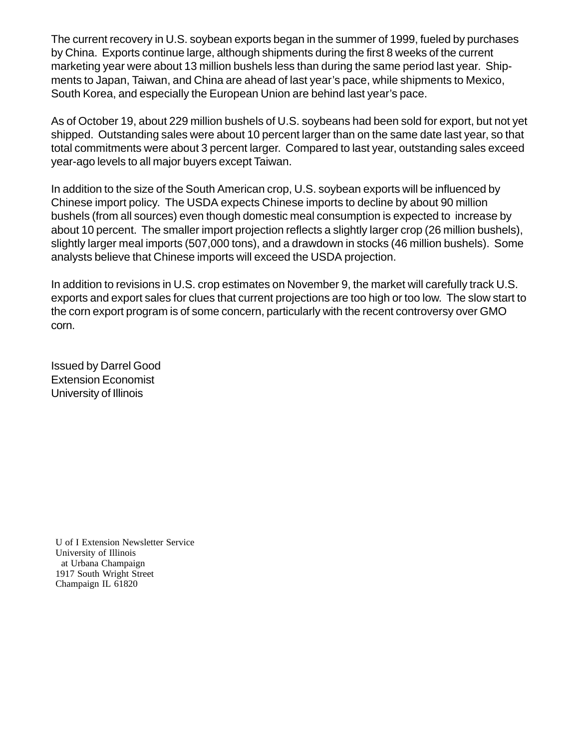The current recovery in U.S. soybean exports began in the summer of 1999, fueled by purchases by China. Exports continue large, although shipments during the first 8 weeks of the current marketing year were about 13 million bushels less than during the same period last year. Shipments to Japan, Taiwan, and China are ahead of last year's pace, while shipments to Mexico, South Korea, and especially the European Union are behind last year's pace.

As of October 19, about 229 million bushels of U.S. soybeans had been sold for export, but not yet shipped. Outstanding sales were about 10 percent larger than on the same date last year, so that total commitments were about 3 percent larger. Compared to last year, outstanding sales exceed year-ago levels to all major buyers except Taiwan.

In addition to the size of the South American crop, U.S. soybean exports will be influenced by Chinese import policy. The USDA expects Chinese imports to decline by about 90 million bushels (from all sources) even though domestic meal consumption is expected to increase by about 10 percent. The smaller import projection reflects a slightly larger crop (26 million bushels), slightly larger meal imports (507,000 tons), and a drawdown in stocks (46 million bushels). Some analysts believe that Chinese imports will exceed the USDA projection.

In addition to revisions in U.S. crop estimates on November 9, the market will carefully track U.S. exports and export sales for clues that current projections are too high or too low. The slow start to the corn export program is of some concern, particularly with the recent controversy over GMO corn.

Issued by Darrel Good
Extension Economist
University of Illinois

U of I Extension Newsletter Service
University of Illinois
at Urbana Champaign
1917 South Wright Street
Champaign IL 61820